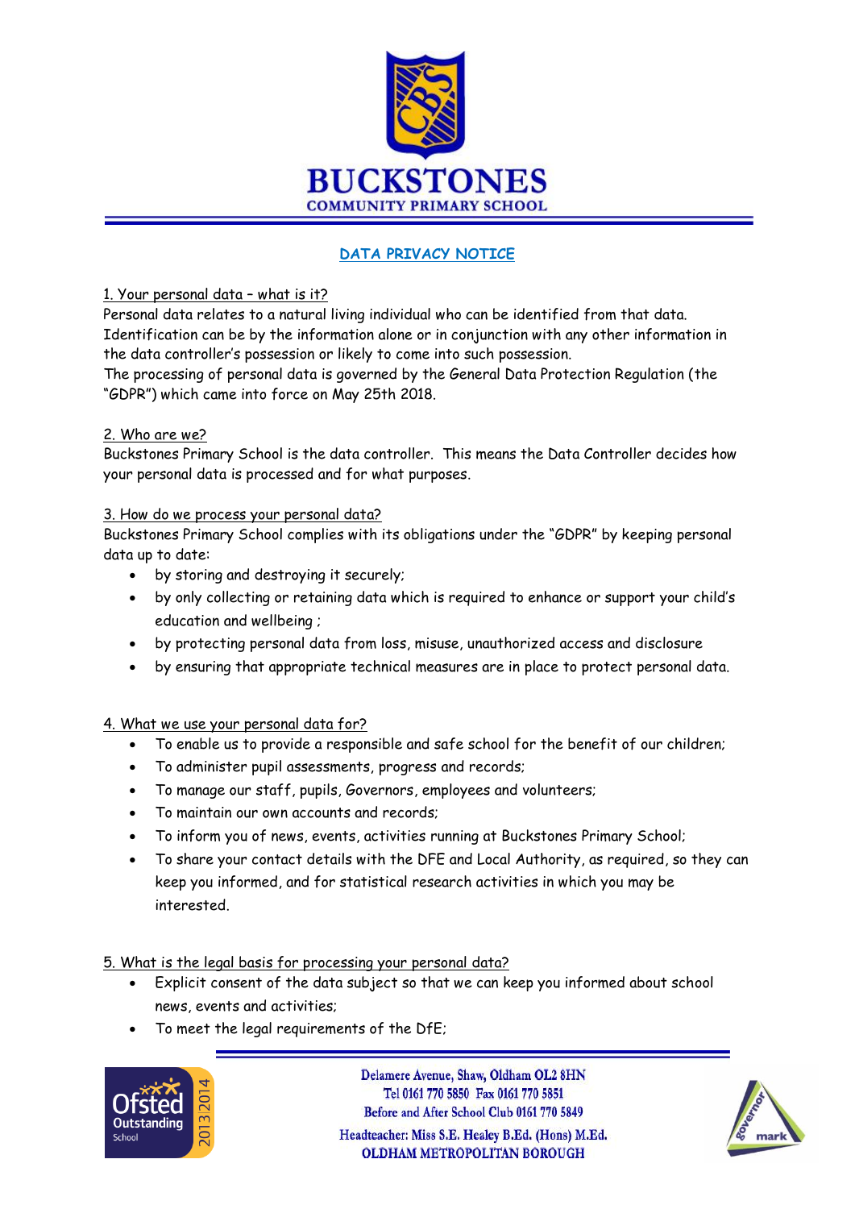# BUCKSTONES
## COMMUNITY PRIMARY SCHOOL

## DATA PRIVACY NOTICE

### 1. Your personal data – what is it?

Personal data relates to a natural living individual who can be identified from that data. Identification can be by the information alone or in conjunction with any other information in the data controller's possession or likely to come into such possession.
The processing of personal data is governed by the General Data Protection Regulation (the "GDPR") which came into force on May 25th 2018.

### 2. Who are we?

Buckstones Primary School is the data controller. This means the Data Controller decides how your personal data is processed and for what purposes.

### 3. How do we process your personal data?

Buckstones Primary School complies with its obligations under the "GDPR" by keeping personal data up to date:

- by storing and destroying it securely;
- by only collecting or retaining data which is required to enhance or support your child's education and wellbeing ;
- by protecting personal data from loss, misuse, unauthorized access and disclosure
- by ensuring that appropriate technical measures are in place to protect personal data.

### 4. What we use your personal data for?

- To enable us to provide a responsible and safe school for the benefit of our children;
- To administer pupil assessments, progress and records;
- To manage our staff, pupils, Governors, employees and volunteers;
- To maintain our own accounts and records;
- To inform you of news, events, activities running at Buckstones Primary School;
- To share your contact details with the DFE and Local Authority, as required, so they can keep you informed, and for statistical research activities in which you may be interested.

### 5. What is the legal basis for processing your personal data?

- Explicit consent of the data subject so that we can keep you informed about school news, events and activities;
- To meet the legal requirements of the DfE;

Delamere Avenue, Shaw, Oldham OL2 8HN
Tel 0161 770 5850 Fax 0161 770 5851
Before and After School Club 0161 770 5849
Headteacher: Miss S.E. Healey B.Ed. (Hons) M.Ed.
OLDHAM METROPOLITAN BOROUGH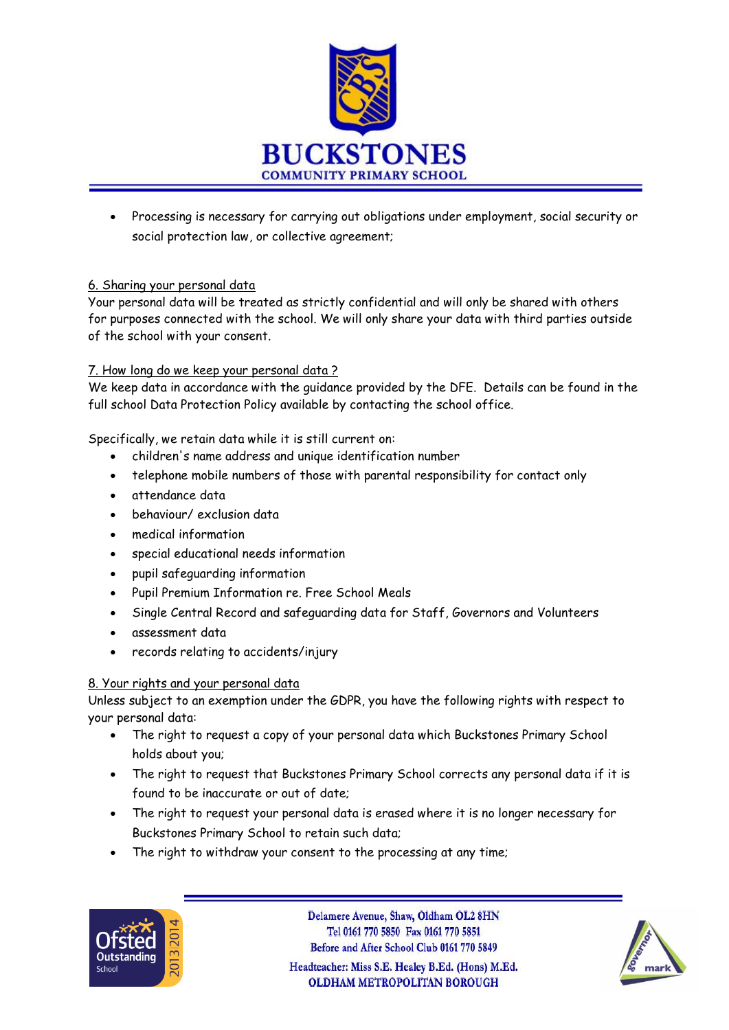- Processing is necessary for carrying out obligations under employment, social security or social protection law, or collective agreement;

## 6. Sharing your personal data

Your personal data will be treated as strictly confidential and will only be shared with others for purposes connected with the school. We will only share your data with third parties outside of the school with your consent.

## 7. How long do we keep your personal data ?

We keep data in accordance with the guidance provided by the DFE. Details can be found in the full school Data Protection Policy available by contacting the school office.

Specifically, we retain data while it is still current on:

- children's name address and unique identification number
- telephone mobile numbers of those with parental responsibility for contact only
- attendance data
- behaviour/ exclusion data
- medical information
- special educational needs information
- pupil safeguarding information
- Pupil Premium Information re. Free School Meals
- Single Central Record and safeguarding data for Staff, Governors and Volunteers
- assessment data
- records relating to accidents/injury

## 8. Your rights and your personal data

Unless subject to an exemption under the GDPR, you have the following rights with respect to your personal data:

- The right to request a copy of your personal data which Buckstones Primary School holds about you;
- The right to request that Buckstones Primary School corrects any personal data if it is found to be inaccurate or out of date;
- The right to request your personal data is erased where it is no longer necessary for Buckstones Primary School to retain such data;
- The right to withdraw your consent to the processing at any time;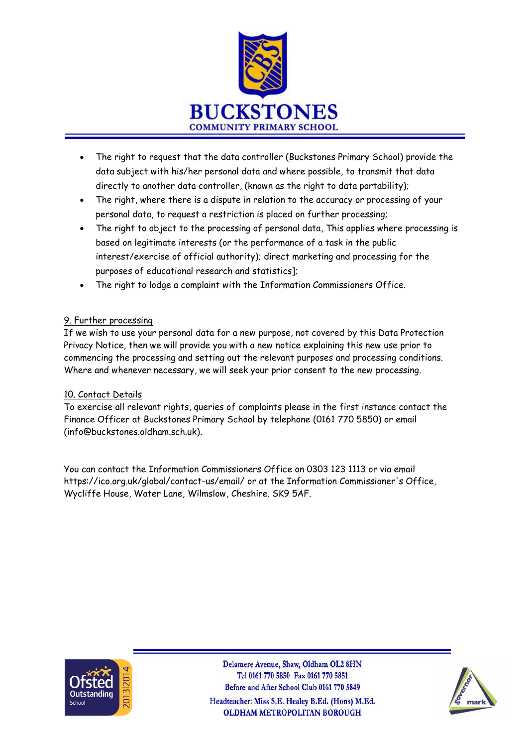- The right to request that the data controller (Buckstones Primary School) provide the data subject with his/her personal data and where possible, to transmit that data directly to another data controller, (known as the right to data portability);
- The right, where there is a dispute in relation to the accuracy or processing of your personal data, to request a restriction is placed on further processing;
- The right to object to the processing of personal data, This applies where processing is based on legitimate interests (or the performance of a task in the public interest/exercise of official authority); direct marketing and processing for the purposes of educational research and statistics];
- The right to lodge a complaint with the Information Commissioners Office.

9. Further processing

If we wish to use your personal data for a new purpose, not covered by this Data Protection Privacy Notice, then we will provide you with a new notice explaining this new use prior to commencing the processing and setting out the relevant purposes and processing conditions. Where and whenever necessary, we will seek your prior consent to the new processing.

10. Contact Details

To exercise all relevant rights, queries of complaints please in the first instance contact the Finance Officer at Buckstones Primary School by telephone (0161 770 5850) or email (info@buckstones.oldham.sch.uk).

You can contact the Information Commissioners Office on 0303 123 1113 or via email https://ico.org.uk/global/contact-us/email/ or at the Information Commissioner's Office, Wycliffe House, Water Lane, Wilmslow, Cheshire. SK9 5AF.